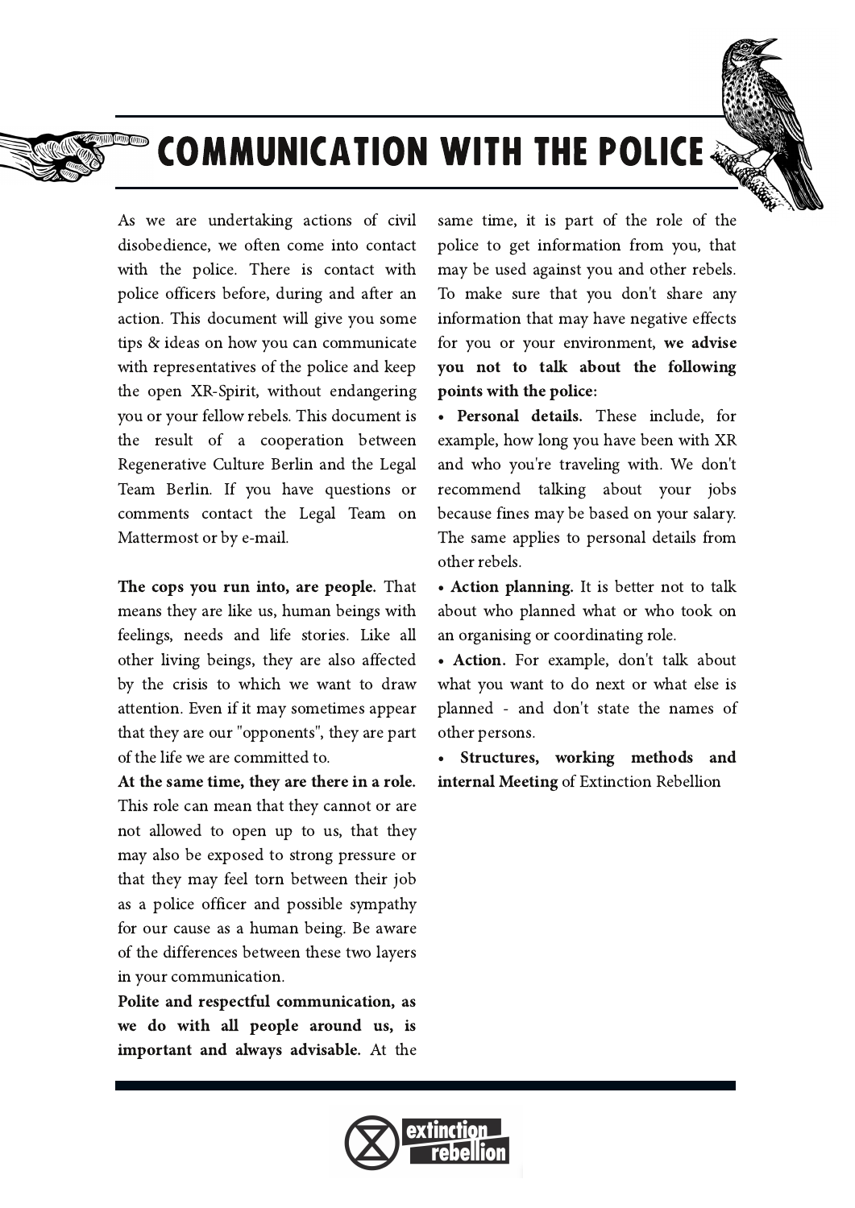# COMMUNICATION WITH THE POLICE

As we are undertaking actions of civil disobedience, we often come into contact with the police. There is contact with police officers before, during and after an action. This document will give you some tips & ideas on how you can communicate with representatives of the police and keep the open XR-Spirit, without endangering you or your fellow rebels. This document is the result of a cooperation between Regenerative Culture Berlin and the Legal Team Berlin. If you have questions or comments contact the Legal Team on Mattermost or by e-mail.

**The cops you run into, are people.** That means they are like us, human beings with feelings, needs and life stories. Like all other living beings, they are also affected by the crisis to which we want to draw attention. Even if it may sometimes appear that they are our "opponents", they are part of the life we are committed to.

**At the same time, they are there in a role.** This role can mean that they cannot or are not allowed to open up to us, that they may also be exposed to strong pressure or that they may feel torn between their job as a police officer and possible sympathy for our cause as a human being. Be aware of the differences between these two layers in your communication.

**Polite and respectful communication, as we do with all people around us, is important and always advisable.** At the same time, it is part of the role of the police to get information from you, that may be used against you and other rebels. To make sure that you don't share any information that may have negative effects for you or your environment, **we advise you not to talk about the following points with the police:**

- **Personal details.** These include, for example, how long you have been with XR and who you're traveling with. We don't recommend talking about your jobs because fines may be based on your salary. The same applies to personal details from other rebels.
- **Action planning.** It is better not to talk about who planned what or who took on an organising or coordinating role.
- **Action.** For example, don't talk about what you want to do next or what else is planned - and don't state the names of other persons.
- **Structures, working methods and internal Meeting** of Extinction Rebellion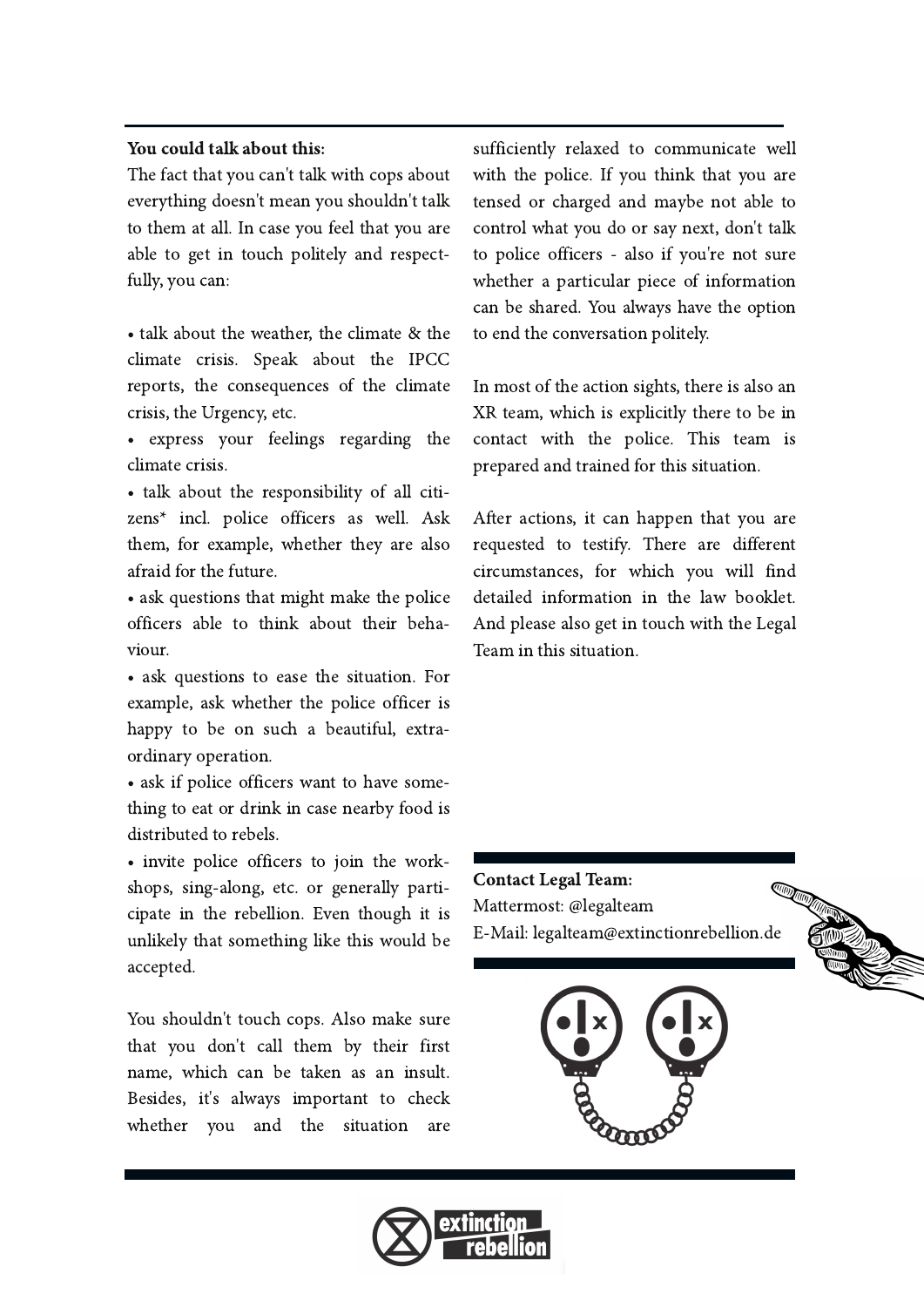**You could talk about this:**

The fact that you can't talk with cops about everything doesn't mean you shouldn't talk to them at all. In case you feel that you are able to get in touch politely and respectfully, you can:

- talk about the weather, the climate & the climate crisis. Speak about the IPCC reports, the consequences of the climate crisis, the Urgency, etc.
- express your feelings regarding the climate crisis.
- talk about the responsibility of all citizens* incl. police officers as well. Ask them, for example, whether they are also afraid for the future.
- ask questions that might make the police officers able to think about their behaviour.
- ask questions to ease the situation. For example, ask whether the police officer is happy to be on such a beautiful, extraordinary operation.
- ask if police officers want to have something to eat or drink in case nearby food is distributed to rebels.
- invite police officers to join the workshops, sing-along, etc. or generally participate in the rebellion. Even though it is unlikely that something like this would be accepted.

You shouldn't touch cops. Also make sure that you don't call them by their first name, which can be taken as an insult. Besides, it's always important to check whether you and the situation are sufficiently relaxed to communicate well with the police. If you think that you are tensed or charged and maybe not able to control what you do or say next, don't talk to police officers - also if you're not sure whether a particular piece of information can be shared. You always have the option to end the conversation politely.

In most of the action sights, there is also an XR team, which is explicitly there to be in contact with the police. This team is prepared and trained for this situation.

After actions, it can happen that you are requested to testify. There are different circumstances, for which you will find detailed information in the law booklet. And please also get in touch with the Legal Team in this situation.

**Contact Legal Team:**
Mattermost: @legalteam
E-Mail: legalteam@extinctionrebellion.de